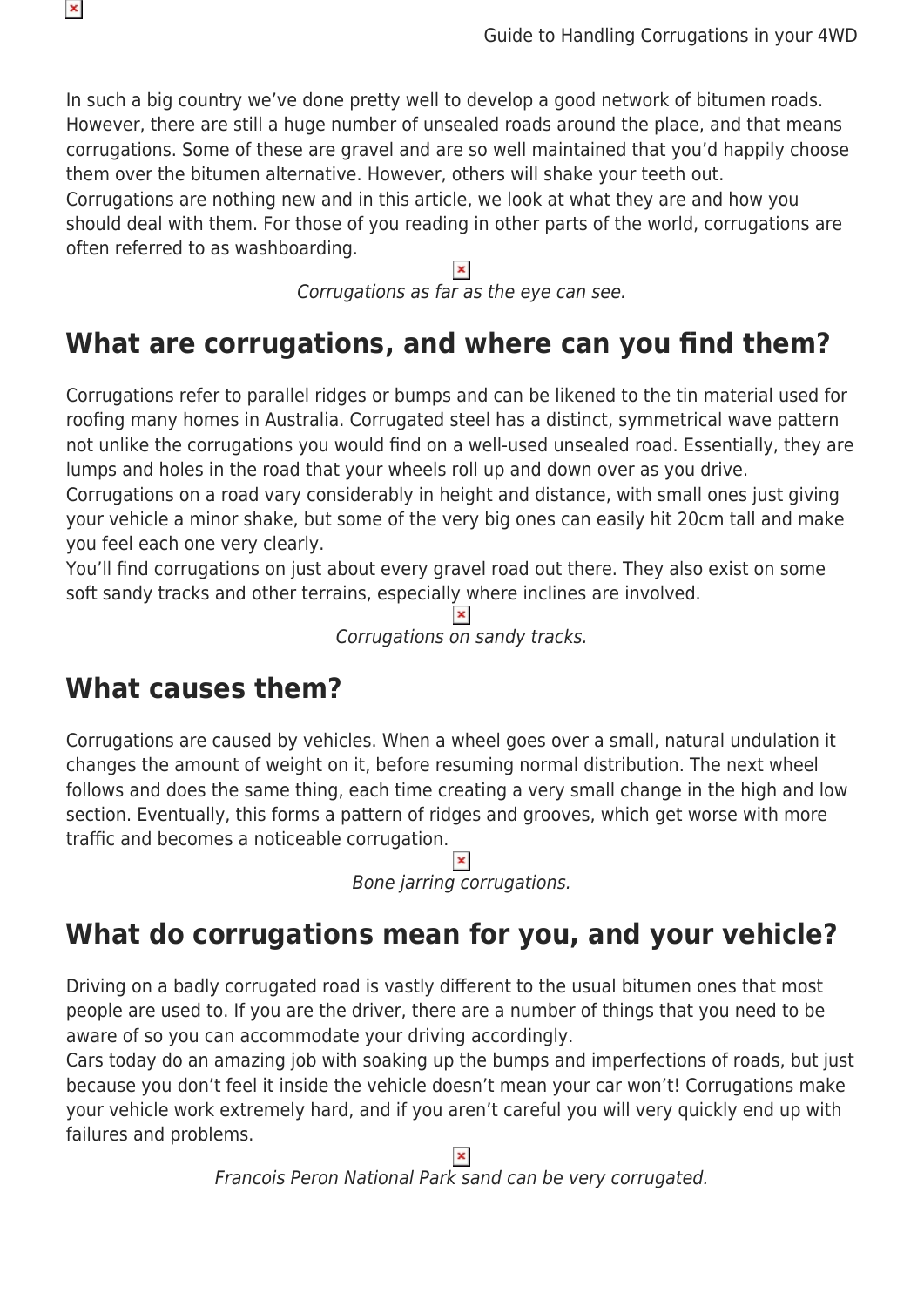In such a big country we've done pretty well to develop a good network of bitumen roads. However, there are still a huge number of unsealed roads around the place, and that means corrugations. Some of these are gravel and are so well maintained that you'd happily choose them over the bitumen alternative. However, others will shake your teeth out.
Corrugations are nothing new and in this article, we look at what they are and how you should deal with them. For those of you reading in other parts of the world, corrugations are often referred to as washboarding.

*Corrugations as far as the eye can see.*

## What are corrugations, and where can you find them?

Corrugations refer to parallel ridges or bumps and can be likened to the tin material used for roofing many homes in Australia. Corrugated steel has a distinct, symmetrical wave pattern not unlike the corrugations you would find on a well-used unsealed road. Essentially, they are lumps and holes in the road that your wheels roll up and down over as you drive.
Corrugations on a road vary considerably in height and distance, with small ones just giving your vehicle a minor shake, but some of the very big ones can easily hit 20cm tall and make you feel each one very clearly.
You'll find corrugations on just about every gravel road out there. They also exist on some soft sandy tracks and other terrains, especially where inclines are involved.

*Corrugations on sandy tracks.*

## What causes them?

Corrugations are caused by vehicles. When a wheel goes over a small, natural undulation it changes the amount of weight on it, before resuming normal distribution. The next wheel follows and does the same thing, each time creating a very small change in the high and low section. Eventually, this forms a pattern of ridges and grooves, which get worse with more traffic and becomes a noticeable corrugation.

*Bone jarring corrugations.*

## What do corrugations mean for you, and your vehicle?

Driving on a badly corrugated road is vastly different to the usual bitumen ones that most people are used to. If you are the driver, there are a number of things that you need to be aware of so you can accommodate your driving accordingly.
Cars today do an amazing job with soaking up the bumps and imperfections of roads, but just because you don't feel it inside the vehicle doesn't mean your car won't! Corrugations make your vehicle work extremely hard, and if you aren't careful you will very quickly end up with failures and problems.

*Francois Peron National Park sand can be very corrugated.*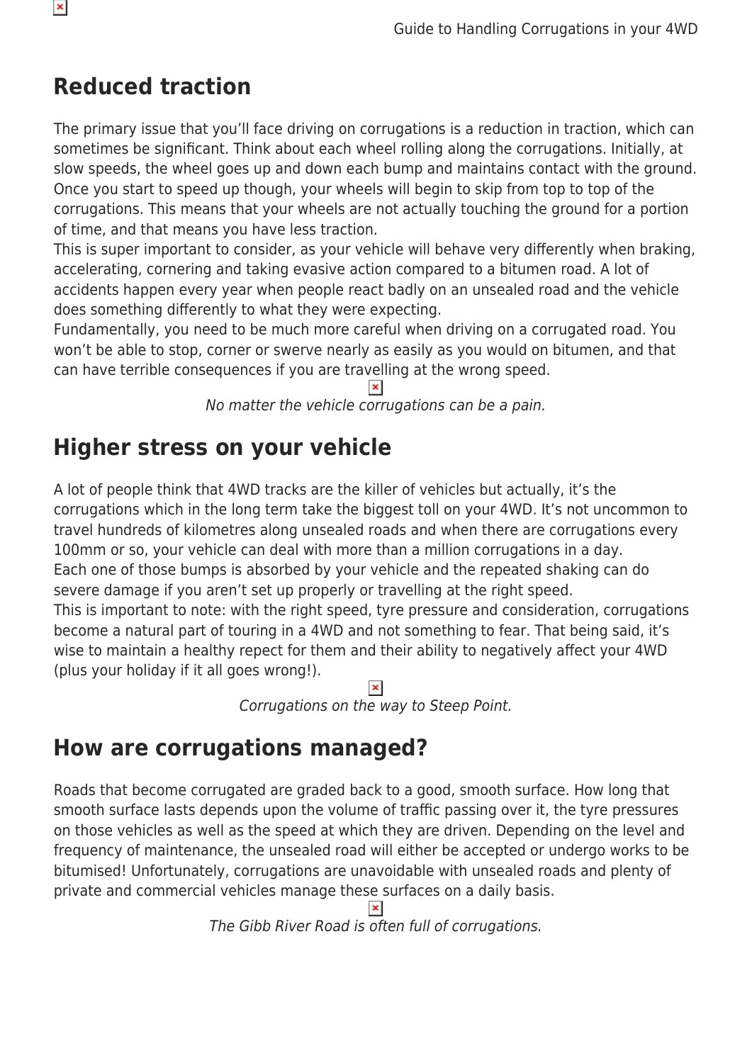## Reduced traction

The primary issue that you'll face driving on corrugations is a reduction in traction, which can sometimes be significant. Think about each wheel rolling along the corrugations. Initially, at slow speeds, the wheel goes up and down each bump and maintains contact with the ground. Once you start to speed up though, your wheels will begin to skip from top to top of the corrugations. This means that your wheels are not actually touching the ground for a portion of time, and that means you have less traction.

This is super important to consider, as your vehicle will behave very differently when braking, accelerating, cornering and taking evasive action compared to a bitumen road. A lot of accidents happen every year when people react badly on an unsealed road and the vehicle does something differently to what they were expecting.

Fundamentally, you need to be much more careful when driving on a corrugated road. You won't be able to stop, corner or swerve nearly as easily as you would on bitumen, and that can have terrible consequences if you are travelling at the wrong speed.

*No matter the vehicle corrugations can be a pain.*

## Higher stress on your vehicle

A lot of people think that 4WD tracks are the killer of vehicles but actually, it's the corrugations which in the long term take the biggest toll on your 4WD. It's not uncommon to travel hundreds of kilometres along unsealed roads and when there are corrugations every 100mm or so, your vehicle can deal with more than a million corrugations in a day.

Each one of those bumps is absorbed by your vehicle and the repeated shaking can do severe damage if you aren't set up properly or travelling at the right speed.

This is important to note: with the right speed, tyre pressure and consideration, corrugations become a natural part of touring in a 4WD and not something to fear. That being said, it's wise to maintain a healthy repect for them and their ability to negatively affect your 4WD (plus your holiday if it all goes wrong!).

*Corrugations on the way to Steep Point.*

## How are corrugations managed?

Roads that become corrugated are graded back to a good, smooth surface. How long that smooth surface lasts depends upon the volume of traffic passing over it, the tyre pressures on those vehicles as well as the speed at which they are driven. Depending on the level and frequency of maintenance, the unsealed road will either be accepted or undergo works to be bitumised! Unfortunately, corrugations are unavoidable with unsealed roads and plenty of private and commercial vehicles manage these surfaces on a daily basis.

*The Gibb River Road is often full of corrugations.*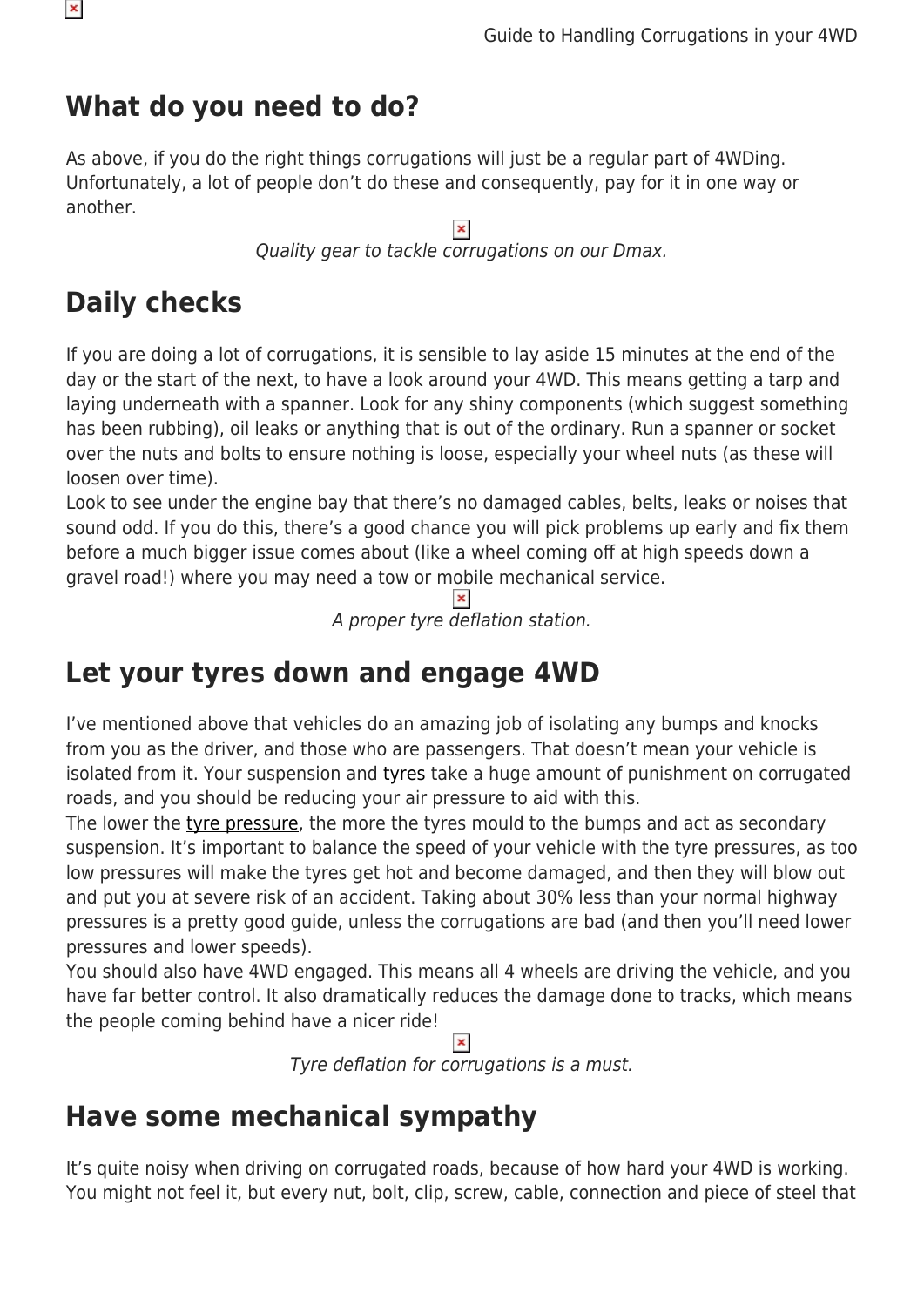## What do you need to do?

As above, if you do the right things corrugations will just be a regular part of 4WDing. Unfortunately, a lot of people don't do these and consequently, pay for it in one way or another.

*Quality gear to tackle corrugations on our Dmax.*

## Daily checks

If you are doing a lot of corrugations, it is sensible to lay aside 15 minutes at the end of the day or the start of the next, to have a look around your 4WD. This means getting a tarp and laying underneath with a spanner. Look for any shiny components (which suggest something has been rubbing), oil leaks or anything that is out of the ordinary. Run a spanner or socket over the nuts and bolts to ensure nothing is loose, especially your wheel nuts (as these will loosen over time).
Look to see under the engine bay that there's no damaged cables, belts, leaks or noises that sound odd. If you do this, there's a good chance you will pick problems up early and fix them before a much bigger issue comes about (like a wheel coming off at high speeds down a gravel road!) where you may need a tow or mobile mechanical service.

*A proper tyre deflation station.*

## Let your tyres down and engage 4WD

I've mentioned above that vehicles do an amazing job of isolating any bumps and knocks from you as the driver, and those who are passengers. That doesn't mean your vehicle is isolated from it. Your suspension and tyres take a huge amount of punishment on corrugated roads, and you should be reducing your air pressure to aid with this.
The lower the tyre pressure, the more the tyres mould to the bumps and act as secondary suspension. It's important to balance the speed of your vehicle with the tyre pressures, as too low pressures will make the tyres get hot and become damaged, and then they will blow out and put you at severe risk of an accident. Taking about 30% less than your normal highway pressures is a pretty good guide, unless the corrugations are bad (and then you'll need lower pressures and lower speeds).
You should also have 4WD engaged. This means all 4 wheels are driving the vehicle, and you have far better control. It also dramatically reduces the damage done to tracks, which means the people coming behind have a nicer ride!

*Tyre deflation for corrugations is a must.*

## Have some mechanical sympathy

It's quite noisy when driving on corrugated roads, because of how hard your 4WD is working. You might not feel it, but every nut, bolt, clip, screw, cable, connection and piece of steel that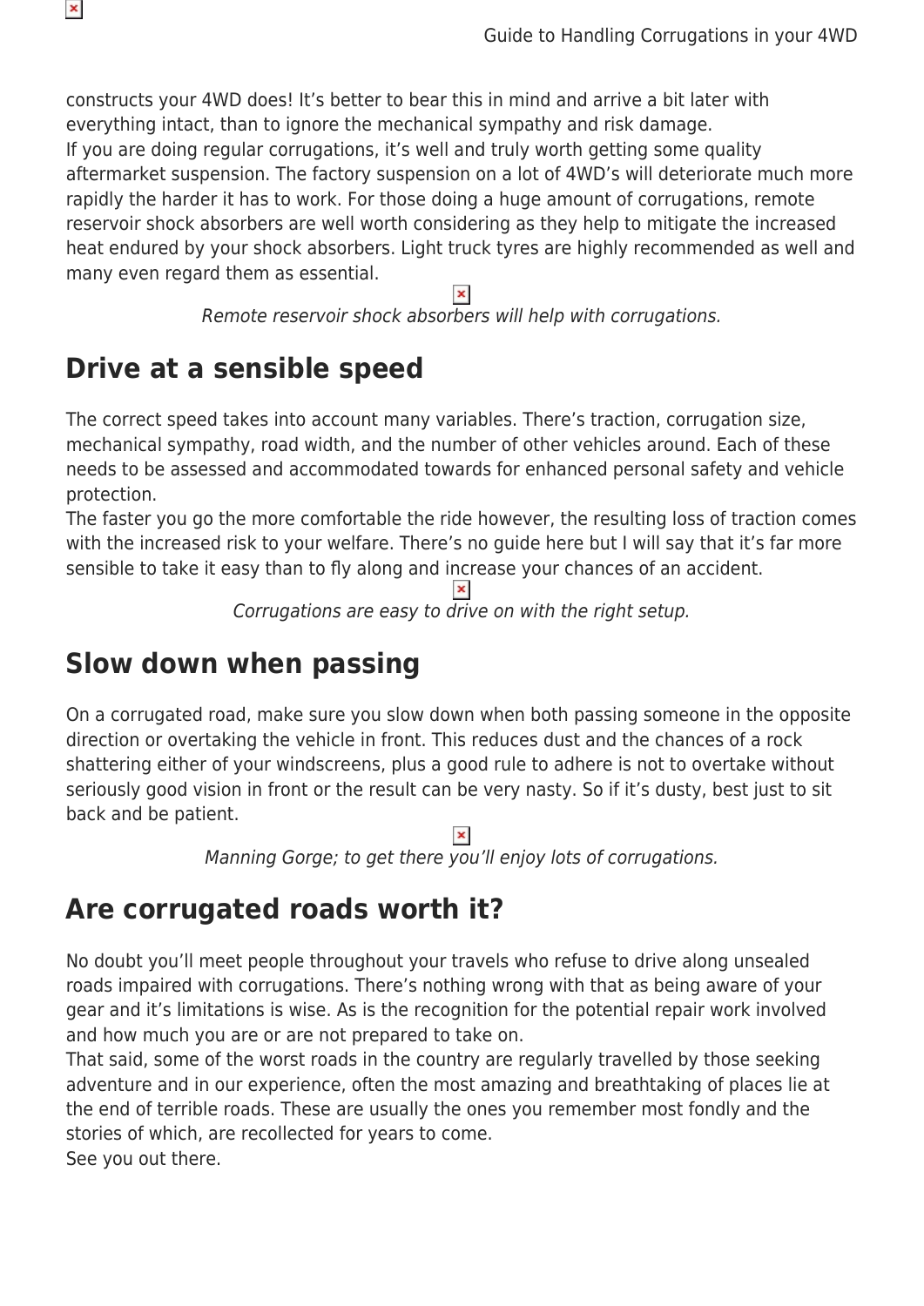constructs your 4WD does! It's better to bear this in mind and arrive a bit later with everything intact, than to ignore the mechanical sympathy and risk damage.
If you are doing regular corrugations, it's well and truly worth getting some quality aftermarket suspension. The factory suspension on a lot of 4WD's will deteriorate much more rapidly the harder it has to work. For those doing a huge amount of corrugations, remote reservoir shock absorbers are well worth considering as they help to mitigate the increased heat endured by your shock absorbers. Light truck tyres are highly recommended as well and many even regard them as essential.

*Remote reservoir shock absorbers will help with corrugations.*

## Drive at a sensible speed

The correct speed takes into account many variables. There's traction, corrugation size, mechanical sympathy, road width, and the number of other vehicles around. Each of these needs to be assessed and accommodated towards for enhanced personal safety and vehicle protection.
The faster you go the more comfortable the ride however, the resulting loss of traction comes with the increased risk to your welfare. There's no guide here but I will say that it's far more sensible to take it easy than to fly along and increase your chances of an accident.

*Corrugations are easy to drive on with the right setup.*

## Slow down when passing

On a corrugated road, make sure you slow down when both passing someone in the opposite direction or overtaking the vehicle in front. This reduces dust and the chances of a rock shattering either of your windscreens, plus a good rule to adhere is not to overtake without seriously good vision in front or the result can be very nasty. So if it's dusty, best just to sit back and be patient.

*Manning Gorge; to get there you'll enjoy lots of corrugations.*

## Are corrugated roads worth it?

No doubt you'll meet people throughout your travels who refuse to drive along unsealed roads impaired with corrugations. There's nothing wrong with that as being aware of your gear and it's limitations is wise. As is the recognition for the potential repair work involved and how much you are or are not prepared to take on.
That said, some of the worst roads in the country are regularly travelled by those seeking adventure and in our experience, often the most amazing and breathtaking of places lie at the end of terrible roads. These are usually the ones you remember most fondly and the stories of which, are recollected for years to come.
See you out there.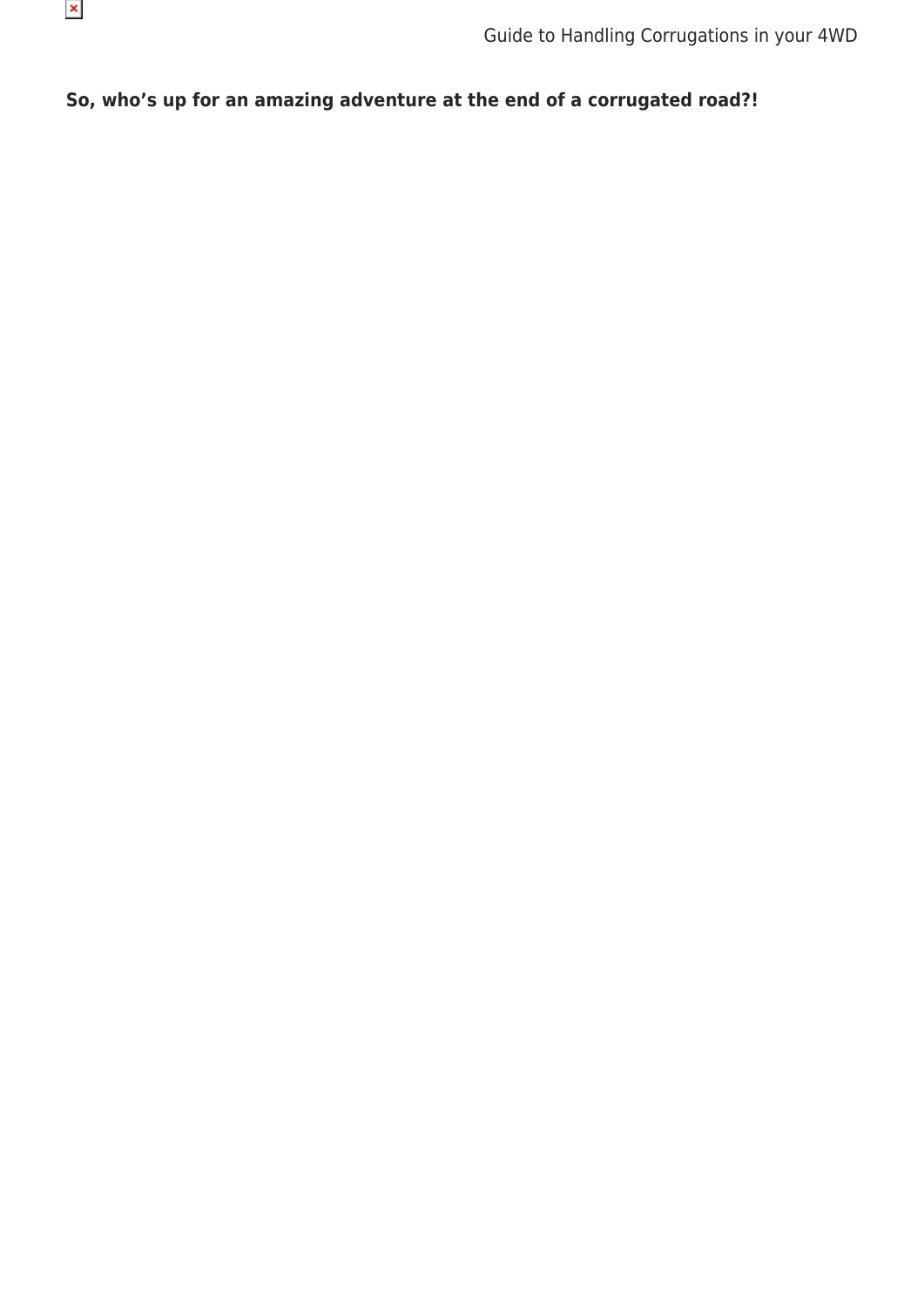**So, who’s up for an amazing adventure at the end of a corrugated road?!**